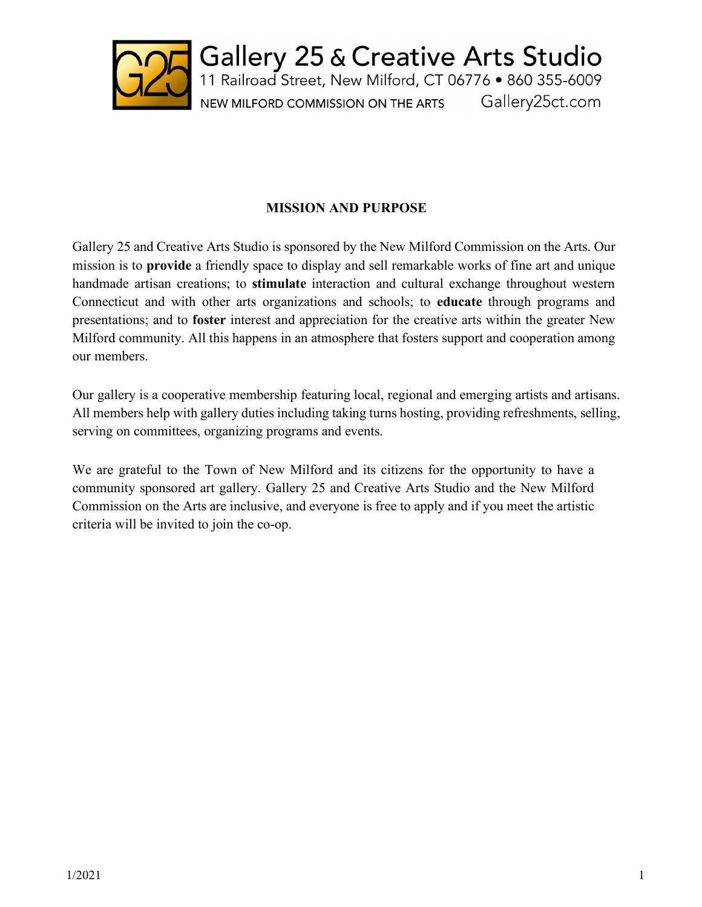Gallery 25 & Creative Arts Studio
11 Railroad Street, New Milford, CT 06776 • 860 355-6009
NEW MILFORD COMMISSION ON THE ARTS Gallery25ct.com

## MISSION AND PURPOSE

Gallery 25 and Creative Arts Studio is sponsored by the New Milford Commission on the Arts. Our mission is to **provide** a friendly space to display and sell remarkable works of fine art and unique handmade artisan creations; to **stimulate** interaction and cultural exchange throughout western Connecticut and with other arts organizations and schools; to **educate** through programs and presentations; and to **foster** interest and appreciation for the creative arts within the greater New Milford community. All this happens in an atmosphere that fosters support and cooperation among our members.

Our gallery is a cooperative membership featuring local, regional and emerging artists and artisans. All members help with gallery duties including taking turns hosting, providing refreshments, selling, serving on committees, organizing programs and events.

We are grateful to the Town of New Milford and its citizens for the opportunity to have a community sponsored art gallery. Gallery 25 and Creative Arts Studio and the New Milford Commission on the Arts are inclusive, and everyone is free to apply and if you meet the artistic criteria will be invited to join the co-op.

1/2021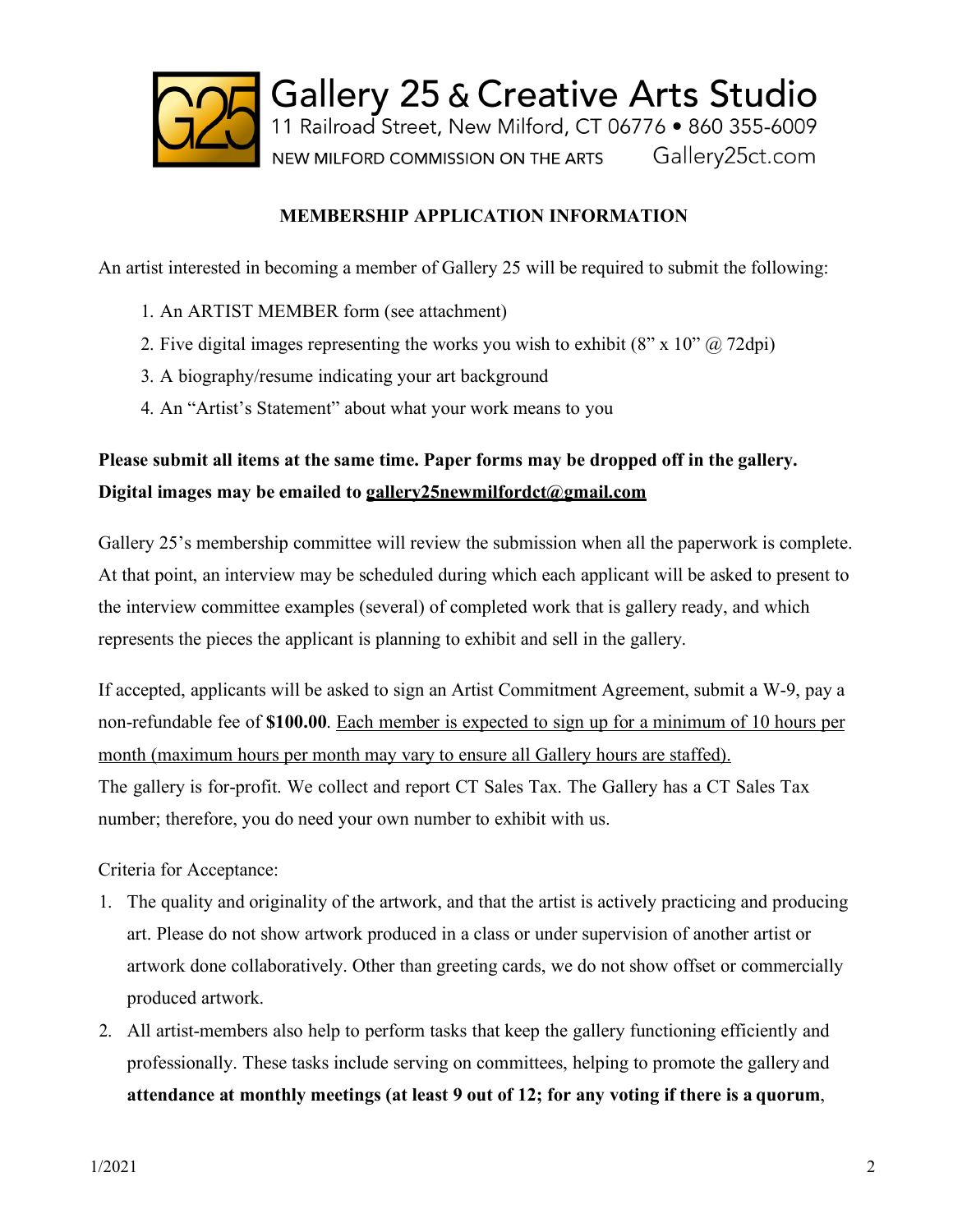Gallery 25 & Creative Arts Studio
11 Railroad Street, New Milford, CT 06776 • 860 355-6009
NEW MILFORD COMMISSION ON THE ARTS Gallery25ct.com

## MEMBERSHIP APPLICATION INFORMATION

An artist interested in becoming a member of Gallery 25 will be required to submit the following:

1. An ARTIST MEMBER form (see attachment)
2. Five digital images representing the works you wish to exhibit (8" x 10" @ 72dpi)
3. A biography/resume indicating your art background
4. An "Artist's Statement" about what your work means to you

**Please submit all items at the same time. Paper forms may be dropped off in the gallery. Digital images may be emailed to gallery25newmilfordct@gmail.com**

Gallery 25's membership committee will review the submission when all the paperwork is complete. At that point, an interview may be scheduled during which each applicant will be asked to present to the interview committee examples (several) of completed work that is gallery ready, and which represents the pieces the applicant is planning to exhibit and sell in the gallery.

If accepted, applicants will be asked to sign an Artist Commitment Agreement, submit a W-9, pay a non-refundable fee of **$100.00**. Each member is expected to sign up for a minimum of 10 hours per month (maximum hours per month may vary to ensure all Gallery hours are staffed).
The gallery is for-profit. We collect and report CT Sales Tax. The Gallery has a CT Sales Tax number; therefore, you do need your own number to exhibit with us.

Criteria for Acceptance:

1. The quality and originality of the artwork, and that the artist is actively practicing and producing art. Please do not show artwork produced in a class or under supervision of another artist or artwork done collaboratively. Other than greeting cards, we do not show offset or commercially produced artwork.
2. All artist-members also help to perform tasks that keep the gallery functioning efficiently and professionally. These tasks include serving on committees, helping to promote the gallery and **attendance at monthly meetings (at least 9 out of 12; for any voting if there is a quorum**,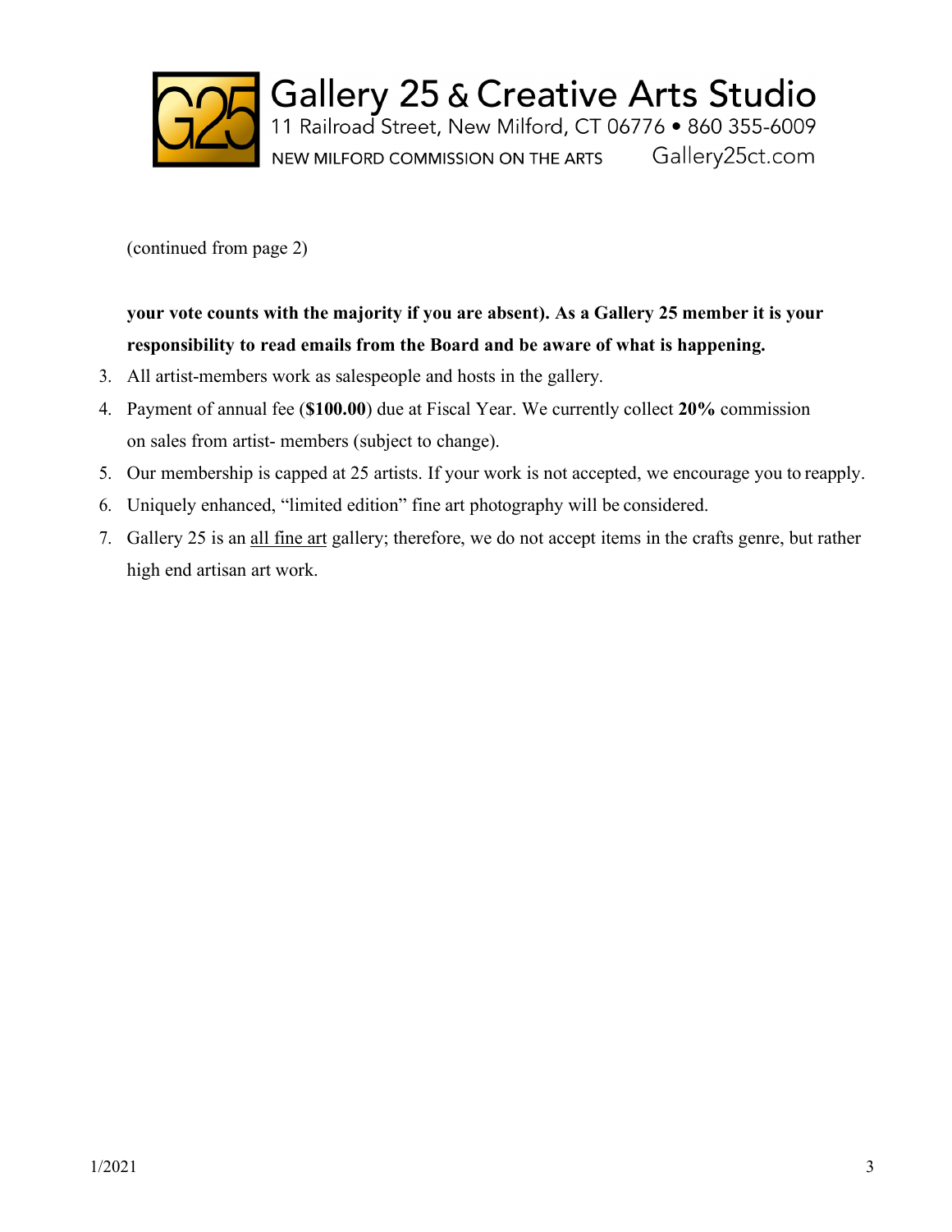(continued from page 2)

**your vote counts with the majority if you are absent). As a Gallery 25 member it is your responsibility to read emails from the Board and be aware of what is happening.**

3. All artist-members work as salespeople and hosts in the gallery.
4. Payment of annual fee (**$100.00**) due at Fiscal Year. We currently collect **20%** commission on sales from artist- members (subject to change).
5. Our membership is capped at 25 artists. If your work is not accepted, we encourage you to reapply.
6. Uniquely enhanced, "limited edition" fine art photography will be considered.
7. Gallery 25 is an <u>all fine art</u> gallery; therefore, we do not accept items in the crafts genre, but rather high end artisan art work.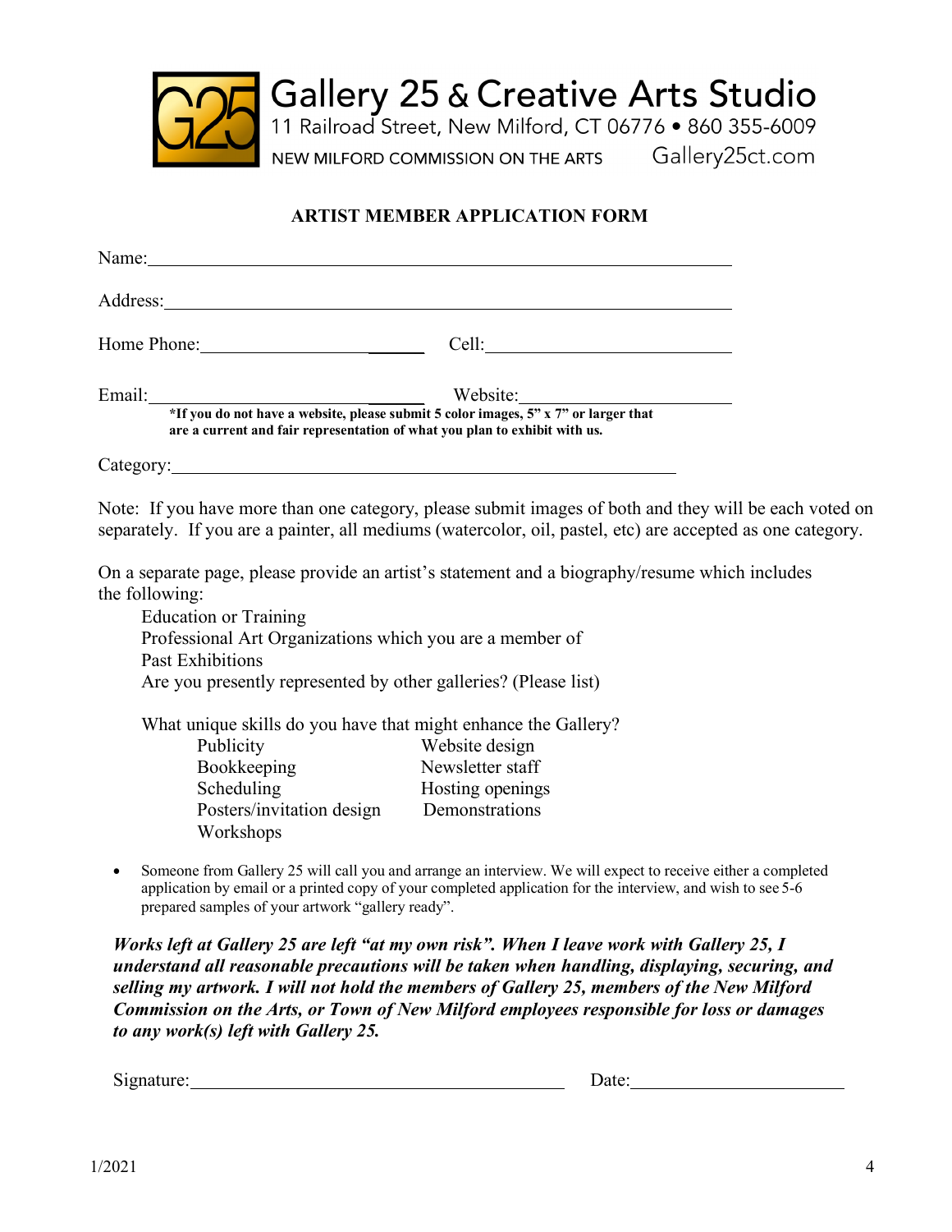Gallery 25 & Creative Arts Studio
11 Railroad Street, New Milford, CT 06776 • 860 355-6009
NEW MILFORD COMMISSION ON THE ARTS Gallery25ct.com

## ARTIST MEMBER APPLICATION FORM

Name:_______________________________________________________________

Address:_____________________________________________________________

Home Phone:_________________________ Cell:___________________________

Email:_______________________________ Website:________________________
**\*If you do not have a website, please submit 5 color images, 5" x 7" or larger that are a current and fair representation of what you plan to exhibit with us.**

Category:_____________________________________________________

Note: If you have more than one category, please submit images of both and they will be each voted on separately. If you are a painter, all mediums (watercolor, oil, pastel, etc) are accepted as one category.

On a separate page, please provide an artist's statement and a biography/resume which includes the following:

Education or Training
Professional Art Organizations which you are a member of
Past Exhibitions
Are you presently represented by other galleries? (Please list)

What unique skills do you have that might enhance the Gallery?

- Publicity
- Website design
- Bookkeeping
- Newsletter staff
- Scheduling
- Hosting openings
- Posters/invitation design
- Demonstrations
- Workshops

- Someone from Gallery 25 will call you and arrange an interview. We will expect to receive either a completed application by email or a printed copy of your completed application for the interview, and wish to see 5-6 prepared samples of your artwork "gallery ready".

***Works left at Gallery 25 are left "at my own risk". When I leave work with Gallery 25, I understand all reasonable precautions will be taken when handling, displaying, securing, and selling my artwork. I will not hold the members of Gallery 25, members of the New Milford Commission on the Arts, or Town of New Milford employees responsible for loss or damages to any work(s) left with Gallery 25.***

Signature:_________________________________ Date:____________________

1/2021